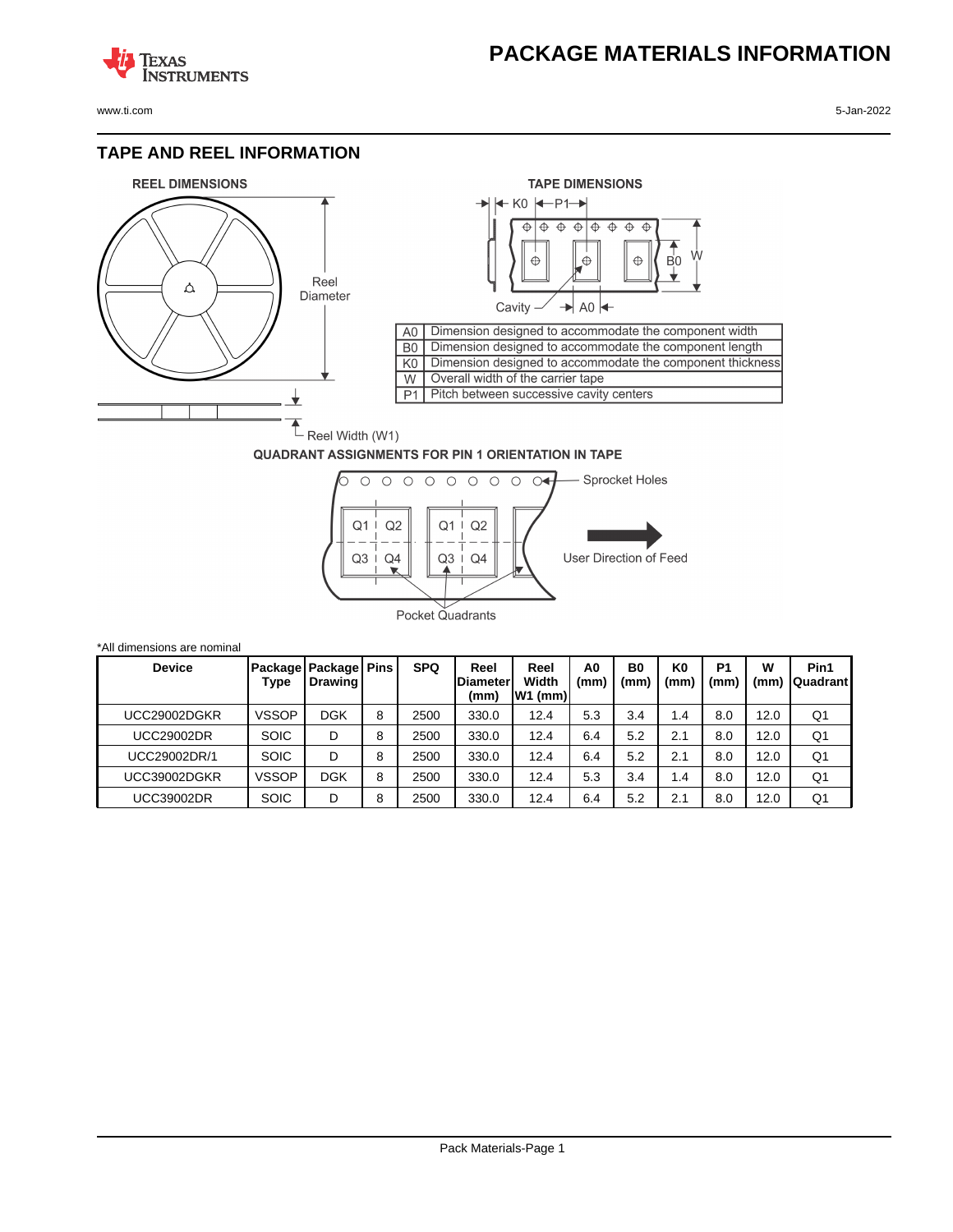# PACKAGE MATERIALS INFORMATION

## TAPE AND REEL INFORMATION

**REEL DIMENSIONS**

Reel Diameter

Reel Width (W1)

**TAPE DIMENSIONS**

| | |
|---|---|
| A0 | Dimension designed to accommodate the component width |
| B0 | Dimension designed to accommodate the component length |
| K0 | Dimension designed to accommodate the component thickness |
| W | Overall width of the carrier tape |
| P1 | Pitch between successive cavity centers |

**QUADRANT ASSIGNMENTS FOR PIN 1 ORIENTATION IN TAPE**

Sprocket Holes

User Direction of Feed

Pocket Quadrants

*All dimensions are nominal

| Device | Package Type | Package Drawing | Pins | SPQ | Reel Diameter (mm) | Reel Width W1 (mm) | A0 (mm) | B0 (mm) | K0 (mm) | P1 (mm) | W (mm) | Pin1 Quadrant |
|---|---|---|---|---|---|---|---|---|---|---|---|---|
| UCC29002DGKR | VSSOP | DGK | 8 | 2500 | 330.0 | 12.4 | 5.3 | 3.4 | 1.4 | 8.0 | 12.0 | Q1 |
| UCC29002DR | SOIC | D | 8 | 2500 | 330.0 | 12.4 | 6.4 | 5.2 | 2.1 | 8.0 | 12.0 | Q1 |
| UCC29002DR/1 | SOIC | D | 8 | 2500 | 330.0 | 12.4 | 6.4 | 5.2 | 2.1 | 8.0 | 12.0 | Q1 |
| UCC39002DGKR | VSSOP | DGK | 8 | 2500 | 330.0 | 12.4 | 5.3 | 3.4 | 1.4 | 8.0 | 12.0 | Q1 |
| UCC39002DR | SOIC | D | 8 | 2500 | 330.0 | 12.4 | 6.4 | 5.2 | 2.1 | 8.0 | 12.0 | Q1 |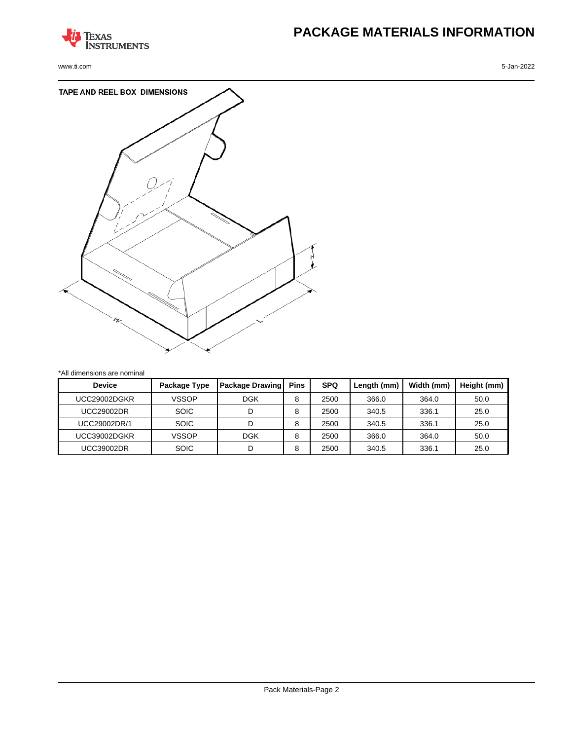# PACKAGE MATERIALS INFORMATION

## TAPE AND REEL BOX DIMENSIONS

*All dimensions are nominal

| Device | Package Type | Package Drawing | Pins | SPQ | Length (mm) | Width (mm) | Height (mm) |
|---|---|---|---|---|---|---|---|
| UCC29002DGKR | VSSOP | DGK | 8 | 2500 | 366.0 | 364.0 | 50.0 |
| UCC29002DR | SOIC | D | 8 | 2500 | 340.5 | 336.1 | 25.0 |
| UCC29002DR/1 | SOIC | D | 8 | 2500 | 340.5 | 336.1 | 25.0 |
| UCC39002DGKR | VSSOP | DGK | 8 | 2500 | 366.0 | 364.0 | 50.0 |
| UCC39002DR | SOIC | D | 8 | 2500 | 340.5 | 336.1 | 25.0 |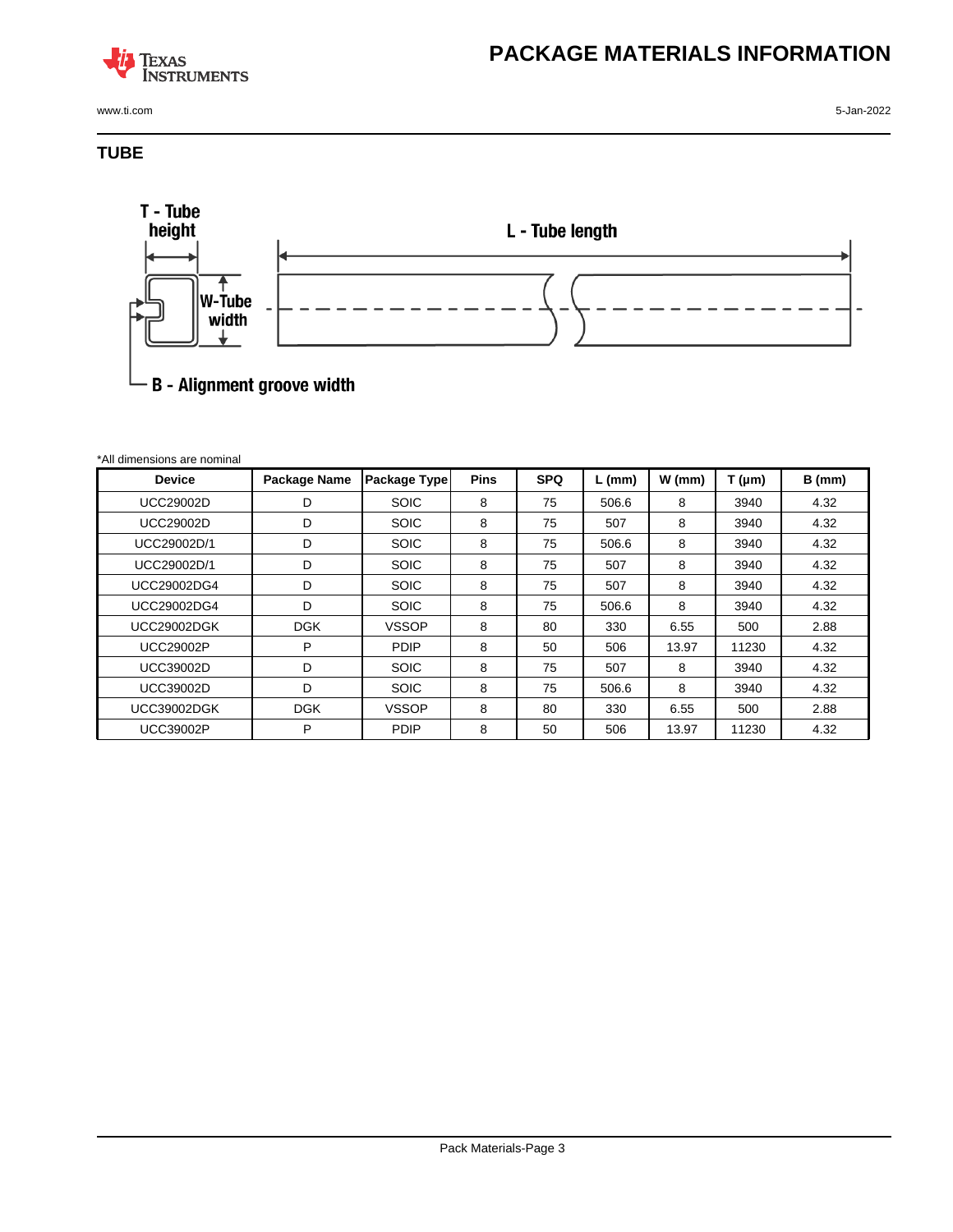## TUBE

T - Tube height

L - Tube length

W-Tube width

B - Alignment groove width

*All dimensions are nominal

| Device | Package Name | Package Type | Pins | SPQ | L (mm) | W (mm) | T (µm) | B (mm) |
|---|---|---|---|---|---|---|---|---|
| UCC29002D | D | SOIC | 8 | 75 | 506.6 | 8 | 3940 | 4.32 |
| UCC29002D | D | SOIC | 8 | 75 | 507 | 8 | 3940 | 4.32 |
| UCC29002D/1 | D | SOIC | 8 | 75 | 506.6 | 8 | 3940 | 4.32 |
| UCC29002D/1 | D | SOIC | 8 | 75 | 507 | 8 | 3940 | 4.32 |
| UCC29002DG4 | D | SOIC | 8 | 75 | 507 | 8 | 3940 | 4.32 |
| UCC29002DG4 | D | SOIC | 8 | 75 | 506.6 | 8 | 3940 | 4.32 |
| UCC29002DGK | DGK | VSSOP | 8 | 80 | 330 | 6.55 | 500 | 2.88 |
| UCC29002P | P | PDIP | 8 | 50 | 506 | 13.97 | 11230 | 4.32 |
| UCC39002D | D | SOIC | 8 | 75 | 507 | 8 | 3940 | 4.32 |
| UCC39002D | D | SOIC | 8 | 75 | 506.6 | 8 | 3940 | 4.32 |
| UCC39002DGK | DGK | VSSOP | 8 | 80 | 330 | 6.55 | 500 | 2.88 |
| UCC39002P | P | PDIP | 8 | 50 | 506 | 13.97 | 11230 | 4.32 |